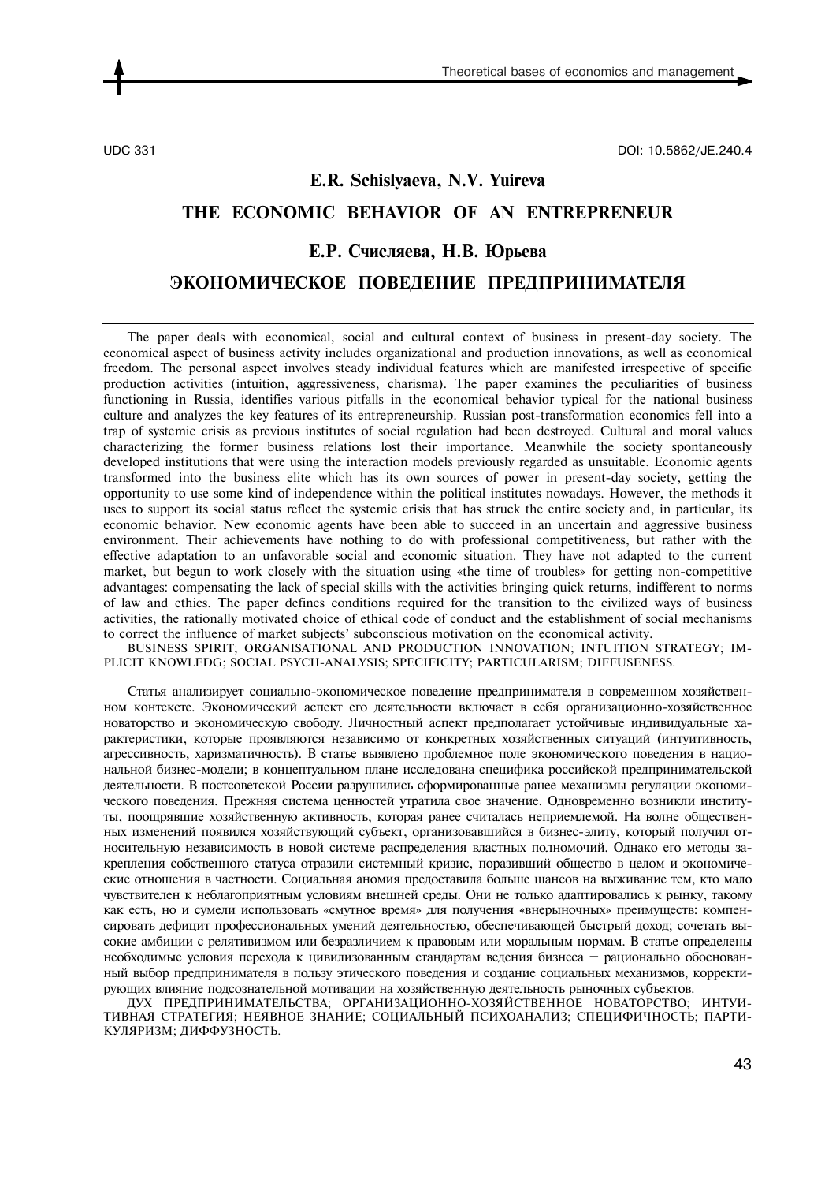UDC 331

DOI: 10.5862/JE.240.4

**E.R. Schislyaeva, N.V. Yuireva**

# THE ECONOMIC BEHAVIOR OF AN ENTREPRENEUR

**Е.Р. Счисляева, Н.В. Юрьева**

# ЭКОНОМИЧЕСКОЕ ПОВЕДЕНИЕ ПРЕДПРИНИМАТЕЛЯ

The paper deals with economical, social and cultural context of business in present-day society. The economical aspect of business activity includes organizational and production innovations, as well as economical freedom. The personal aspect involves steady individual features which are manifested irrespective of specific production activities (intuition, aggressiveness, charisma). The paper examines the peculiarities of business functioning in Russia, identifies various pitfalls in the economical behavior typical for the national business culture and analyzes the key features of its entrepreneurship. Russian post-transformation economics fell into a trap of systemic crisis as previous institutes of social regulation had been destroyed. Cultural and moral values characterizing the former business relations lost their importance. Meanwhile the society spontaneously developed institutions that were using the interaction models previously regarded as unsuitable. Economic agents transformed into the business elite which has its own sources of power in present-day society, getting the opportunity to use some kind of independence within the political institutes nowadays. However, the methods it uses to support its social status reflect the systemic crisis that has struck the entire society and, in particular, its economic behavior. New economic agents have been able to succeed in an uncertain and aggressive business environment. Their achievements have nothing to do with professional competitiveness, but rather with the effective adaptation to an unfavorable social and economic situation. They have not adapted to the current market, but begun to work closely with the situation using «the time of troubles» for getting non-competitive advantages: compensating the lack of special skills with the activities bringing quick returns, indifferent to norms of law and ethics. The paper defines conditions required for the transition to the civilized ways of business activities, the rationally motivated choice of ethical code of conduct and the establishment of social mechanisms to correct the influence of market subjects' subconscious motivation on the economical activity.

BUSINESS SPIRIT; ORGANISATIONAL AND PRODUCTION INNOVATION; INTUITION STRATEGY; IMPLICIT KNOWLEDG; SOCIAL PSYCH-ANALYSIS; SPECIFICITY; PARTICULARISM; DIFFUSENESS.

Статья анализирует социально-экономическое поведение предпринимателя в современном хозяйственном контексте. Экономический аспект его деятельности включает в себя организационно-хозяйственное новаторство и экономическую свободу. Личностный аспект предполагает устойчивые индивидуальные характеристики, которые проявляются независимо от конкретных хозяйственных ситуаций (интуитивность, агрессивность, харизматичность). В статье выявлено проблемное поле экономического поведения в национальной бизнес-модели; в концептуальном плане исследована специфика российской предпринимательской деятельности. В постсоветской России разрушились сформированные ранее механизмы регуляции экономического поведения. Прежняя система ценностей утратила свое значение. Одновременно возникли институты, поощрявшие хозяйственную активность, которая ранее считалась неприемлемой. На волне общественных изменений появился хозяйствующий субъект, организовавшийся в бизнес-элиту, который получил относительную независимость в новой системе распределения властных полномочий. Однако его методы закрепления собственного статуса отразили системный кризис, поразивший общество в целом и экономические отношения в частности. Социальная аномия предоставила больше шансов на выживание тем, кто мало чувствителен к неблагоприятным условиям внешней среды. Они не только адаптировались к рынку, такому как есть, но и сумели использовать «смутное время» для получения «внерыночных» преимуществ: компенсировать дефицит профессиональных умений деятельностью, обеспечивающей быстрый доход; сочетать высокие амбиции с релятивизмом или безразличием к правовым или моральным нормам. В статье определены необходимые условия перехода к цивилизованным стандартам ведения бизнеса — рационально обоснованный выбор предпринимателя в пользу этического поведения и создание социальных механизмов, корректирующих влияние подсознательной мотивации на хозяйственную деятельность рыночных субъектов.

ДУХ ПРЕДПРИНИМАТЕЛЬСТВА; ОРГАНИЗАЦИОННО-ХОЗЯЙСТВЕННОЕ НОВАТОРСТВО; ИНТУИТИВНАЯ СТРАТЕГИЯ; НЕЯВНОЕ ЗНАНИЕ; СОЦИАЛЬНЫЙ ПСИХОАНАЛИЗ; СПЕЦИФИЧНОСТЬ; ПАРТИКУЛЯРИЗМ; ДИФФУЗНОСТЬ.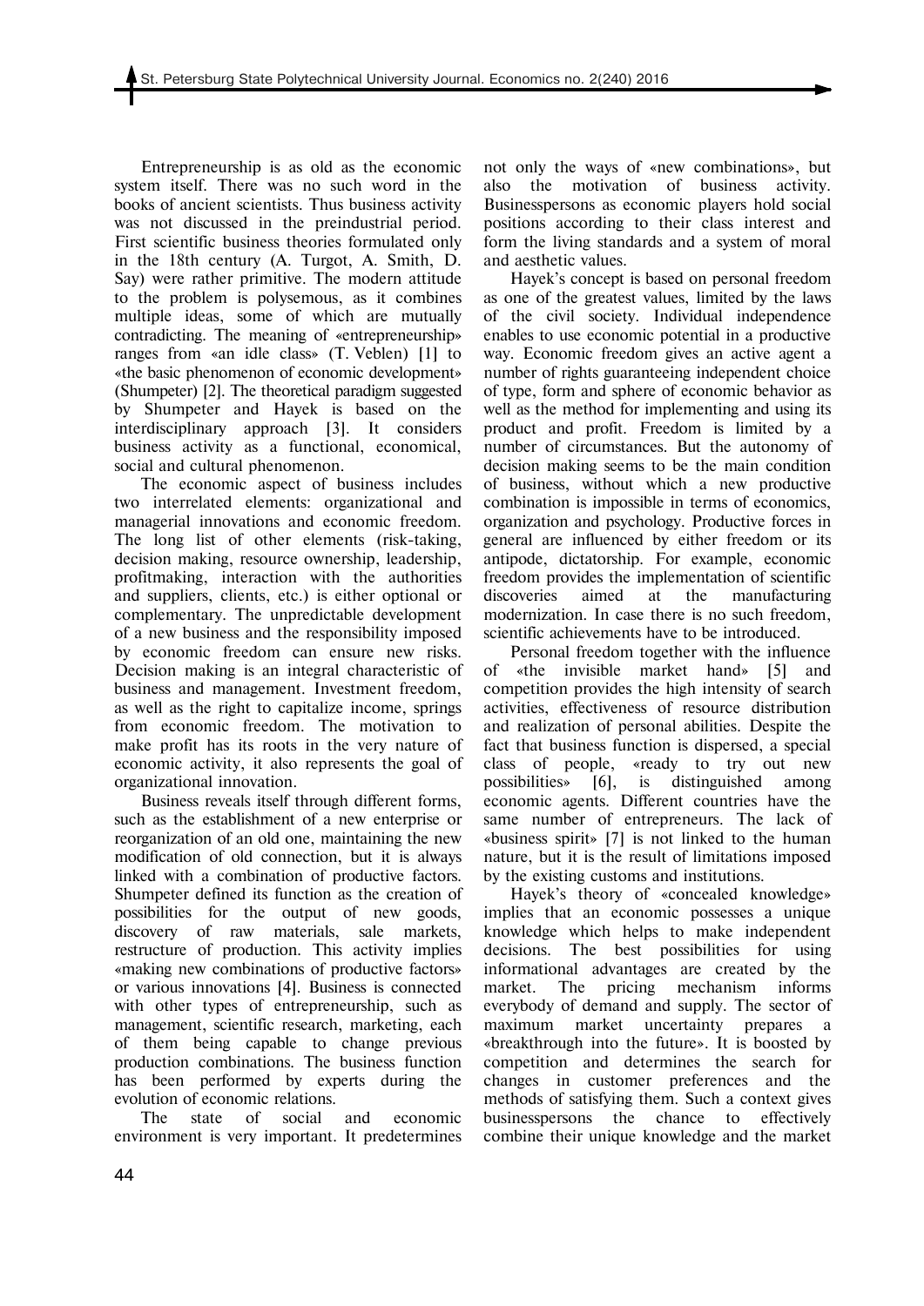Entrepreneurship is as old as the economic system itself. There was no such word in the books of ancient scientists. Thus business activity was not discussed in the preindustrial period. First scientific business theories formulated only in the 18th century (A. Turgot, A. Smith, D. Say) were rather primitive. The modern attitude to the problem is polysemous, as it combines multiple ideas, some of which are mutually contradicting. The meaning of «entrepreneurship» ranges from «an idle class» (T. Veblen) [1] to «the basic phenomenon of economic development» (Shumpeter) [2]. The theoretical paradigm suggested by Shumpeter and Hayek is based on the interdisciplinary approach [3]. It considers business activity as a functional, economical, social and cultural phenomenon.

The economic aspect of business includes two interrelated elements: organizational and managerial innovations and economic freedom. The long list of other elements (risk-taking, decision making, resource ownership, leadership, profitmaking, interaction with the authorities and suppliers, clients, etc.) is either optional or complementary. The unpredictable development of a new business and the responsibility imposed by economic freedom can ensure new risks. Decision making is an integral characteristic of business and management. Investment freedom, as well as the right to capitalize income, springs from economic freedom. The motivation to make profit has its roots in the very nature of economic activity, it also represents the goal of organizational innovation.

Business reveals itself through different forms, such as the establishment of a new enterprise or reorganization of an old one, maintaining the new modification of old connection, but it is always linked with a combination of productive factors. Shumpeter defined its function as the creation of possibilities for the output of new goods, discovery of raw materials, sale markets, restructure of production. This activity implies «making new combinations of productive factors» or various innovations [4]. Business is connected with other types of entrepreneurship, such as management, scientific research, marketing, each of them being capable to change previous production combinations. The business function has been performed by experts during the evolution of economic relations.

The state of social and economic environment is very important. It predetermines not only the ways of «new combinations», but also the motivation of business activity. Businesspersons as economic players hold social positions according to their class interest and form the living standards and a system of moral and aesthetic values.

Hayek's concept is based on personal freedom as one of the greatest values, limited by the laws of the civil society. Individual independence enables to use economic potential in a productive way. Economic freedom gives an active agent a number of rights guaranteeing independent choice of type, form and sphere of economic behavior as well as the method for implementing and using its product and profit. Freedom is limited by a number of circumstances. But the autonomy of decision making seems to be the main condition of business, without which a new productive combination is impossible in terms of economics, organization and psychology. Productive forces in general are influenced by either freedom or its antipode, dictatorship. For example, economic freedom provides the implementation of scientific discoveries aimed at the manufacturing modernization. In case there is no such freedom, scientific achievements have to be introduced.

Personal freedom together with the influence of «the invisible market hand» [5] and competition provides the high intensity of search activities, effectiveness of resource distribution and realization of personal abilities. Despite the fact that business function is dispersed, a special class of people, «ready to try out new possibilities» [6], is distinguished among economic agents. Different countries have the same number of entrepreneurs. The lack of «business spirit» [7] is not linked to the human nature, but it is the result of limitations imposed by the existing customs and institutions.

Hayek's theory of «concealed knowledge» implies that an economic possesses a unique knowledge which helps to make independent decisions. The best possibilities for using informational advantages are created by the market. The pricing mechanism informs everybody of demand and supply. The sector of maximum market uncertainty prepares a «breakthrough into the future». It is boosted by competition and determines the search for changes in customer preferences and the methods of satisfying them. Such a context gives businesspersons the chance to effectively combine their unique knowledge and the market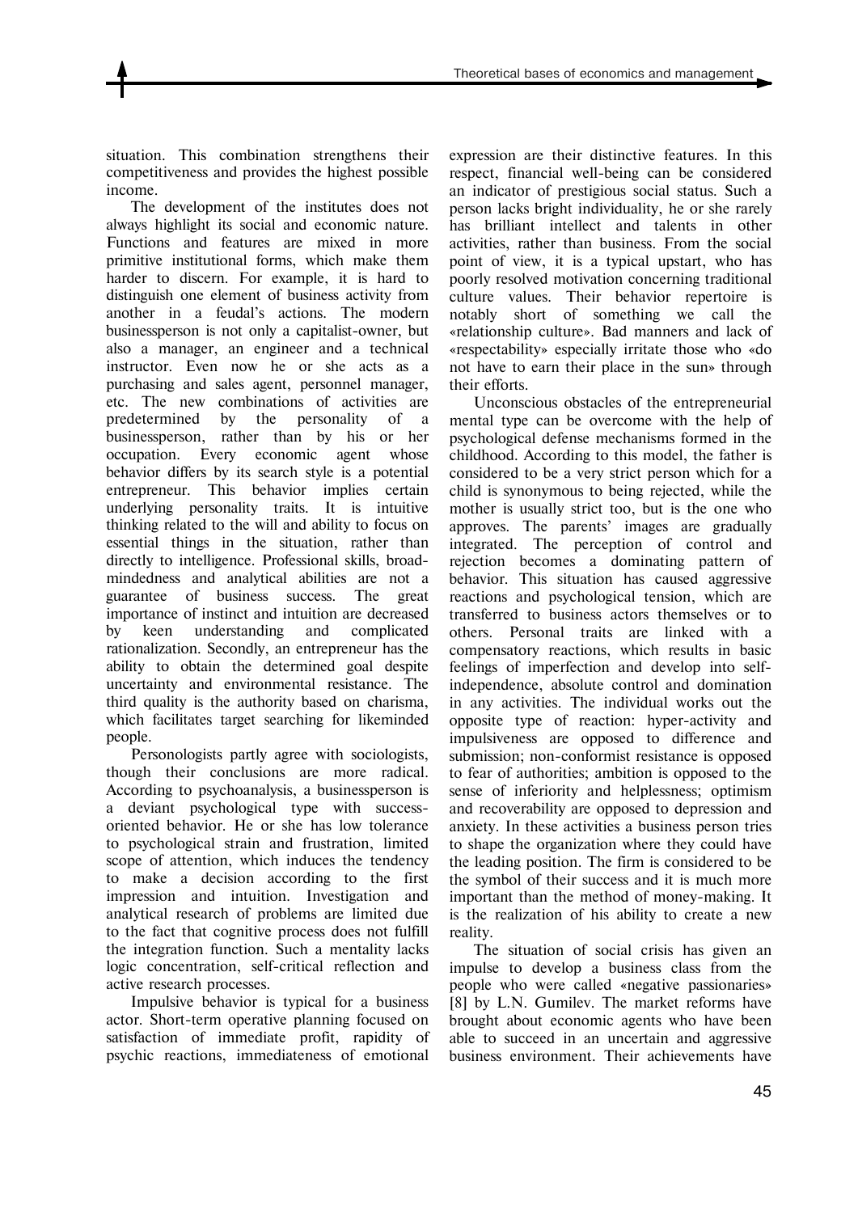situation. This combination strengthens their competitiveness and provides the highest possible income.

The development of the institutes does not always highlight its social and economic nature. Functions and features are mixed in more primitive institutional forms, which make them harder to discern. For example, it is hard to distinguish one element of business activity from another in a feudal's actions. The modern businessperson is not only a capitalist-owner, but also a manager, an engineer and a technical instructor. Even now he or she acts as a purchasing and sales agent, personnel manager, etc. The new combinations of activities are predetermined by the personality of a businessperson, rather than by his or her occupation. Every economic agent whose behavior differs by its search style is a potential entrepreneur. This behavior implies certain underlying personality traits. It is intuitive thinking related to the will and ability to focus on essential things in the situation, rather than directly to intelligence. Professional skills, broad-mindedness and analytical abilities are not a guarantee of business success. The great importance of instinct and intuition are decreased by keen understanding and complicated rationalization. Secondly, an entrepreneur has the ability to obtain the determined goal despite uncertainty and environmental resistance. The third quality is the authority based on charisma, which facilitates target searching for likeminded people.

Personologists partly agree with sociologists, though their conclusions are more radical. According to psychoanalysis, a businessperson is a deviant psychological type with success-oriented behavior. He or she has low tolerance to psychological strain and frustration, limited scope of attention, which induces the tendency to make a decision according to the first impression and intuition. Investigation and analytical research of problems are limited due to the fact that cognitive process does not fulfill the integration function. Such a mentality lacks logic concentration, self-critical reflection and active research processes.

Impulsive behavior is typical for a business actor. Short-term operative planning focused on satisfaction of immediate profit, rapidity of psychic reactions, immediateness of emotional expression are their distinctive features. In this respect, financial well-being can be considered an indicator of prestigious social status. Such a person lacks bright individuality, he or she rarely has brilliant intellect and talents in other activities, rather than business. From the social point of view, it is a typical upstart, who has poorly resolved motivation concerning traditional culture values. Their behavior repertoire is notably short of something we call the «relationship culture». Bad manners and lack of «respectability» especially irritate those who «do not have to earn their place in the sun» through their efforts.

Unconscious obstacles of the entrepreneurial mental type can be overcome with the help of psychological defense mechanisms formed in the childhood. According to this model, the father is considered to be a very strict person which for a child is synonymous to being rejected, while the mother is usually strict too, but is the one who approves. The parents' images are gradually integrated. The perception of control and rejection becomes a dominating pattern of behavior. This situation has caused aggressive reactions and psychological tension, which are transferred to business actors themselves or to others. Personal traits are linked with a compensatory reactions, which results in basic feelings of imperfection and develop into self-independence, absolute control and domination in any activities. The individual works out the opposite type of reaction: hyper-activity and impulsiveness are opposed to difference and submission; non-conformist resistance is opposed to fear of authorities; ambition is opposed to the sense of inferiority and helplessness; optimism and recoverability are opposed to depression and anxiety. In these activities a business person tries to shape the organization where they could have the leading position. The firm is considered to be the symbol of their success and it is much more important than the method of money-making. It is the realization of his ability to create a new reality.

The situation of social crisis has given an impulse to develop a business class from the people who were called «negative passionaries» [8] by L.N. Gumilev. The market reforms have brought about economic agents who have been able to succeed in an uncertain and aggressive business environment. Their achievements have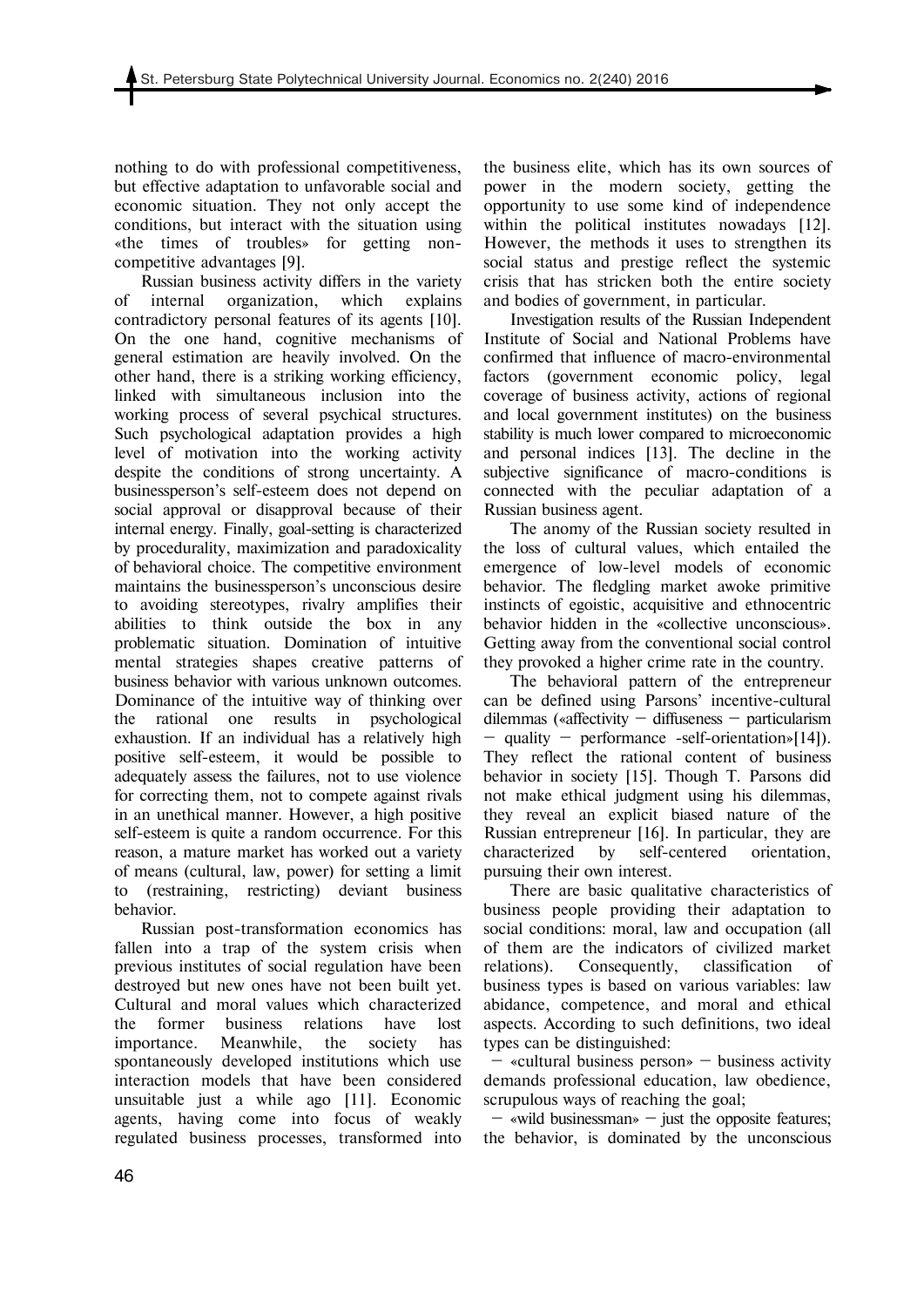nothing to do with professional competitiveness, but effective adaptation to unfavorable social and economic situation. They not only accept the conditions, but interact with the situation using «the times of troubles» for getting non-competitive advantages [9].

Russian business activity differs in the variety of internal organization, which explains contradictory personal features of its agents [10]. On the one hand, cognitive mechanisms of general estimation are heavily involved. On the other hand, there is a striking working efficiency, linked with simultaneous inclusion into the working process of several psychical structures. Such psychological adaptation provides a high level of motivation into the working activity despite the conditions of strong uncertainty. A businessperson's self-esteem does not depend on social approval or disapproval because of their internal energy. Finally, goal-setting is characterized by procedurality, maximization and paradoxicality of behavioral choice. The competitive environment maintains the businessperson's unconscious desire to avoiding stereotypes, rivalry amplifies their abilities to think outside the box in any problematic situation. Domination of intuitive mental strategies shapes creative patterns of business behavior with various unknown outcomes. Dominance of the intuitive way of thinking over the rational one results in psychological exhaustion. If an individual has a relatively high positive self-esteem, it would be possible to adequately assess the failures, not to use violence for correcting them, not to compete against rivals in an unethical manner. However, a high positive self-esteem is quite a random occurrence. For this reason, a mature market has worked out a variety of means (cultural, law, power) for setting a limit to (restraining, restricting) deviant business behavior.

Russian post-transformation economics has fallen into a trap of the system crisis when previous institutes of social regulation have been destroyed but new ones have not been built yet. Cultural and moral values which characterized the former business relations have lost importance. Meanwhile, the society has spontaneously developed institutions which use interaction models that have been considered unsuitable just a while ago [11]. Economic agents, having come into focus of weakly regulated business processes, transformed into the business elite, which has its own sources of power in the modern society, getting the opportunity to use some kind of independence within the political institutes nowadays [12]. However, the methods it uses to strengthen its social status and prestige reflect the systemic crisis that has stricken both the entire society and bodies of government, in particular.

Investigation results of the Russian Independent Institute of Social and National Problems have confirmed that influence of macro-environmental factors (government economic policy, legal coverage of business activity, actions of regional and local government institutes) on the business stability is much lower compared to microeconomic and personal indices [13]. The decline in the subjective significance of macro-conditions is connected with the peculiar adaptation of a Russian business agent.

The anomy of the Russian society resulted in the loss of cultural values, which entailed the emergence of low-level models of economic behavior. The fledgling market awoke primitive instincts of egoistic, acquisitive and ethnocentric behavior hidden in the «collective unconscious». Getting away from the conventional social control they provoked a higher crime rate in the country.

The behavioral pattern of the entrepreneur can be defined using Parsons' incentive-cultural dilemmas («affectivity – diffuseness – particularism – quality – performance -self-orientation»[14]). They reflect the rational content of business behavior in society [15]. Though T. Parsons did not make ethical judgment using his dilemmas, they reveal an explicit biased nature of the Russian entrepreneur [16]. In particular, they are characterized by self-centered orientation, pursuing their own interest.

There are basic qualitative characteristics of business people providing their adaptation to social conditions: moral, law and occupation (all of them are the indicators of civilized market relations). Consequently, classification of business types is based on various variables: law abidance, competence, and moral and ethical aspects. According to such definitions, two ideal types can be distinguished:

– «cultural business person» – business activity demands professional education, law obedience, scrupulous ways of reaching the goal;

– «wild businessman» – just the opposite features; the behavior, is dominated by the unconscious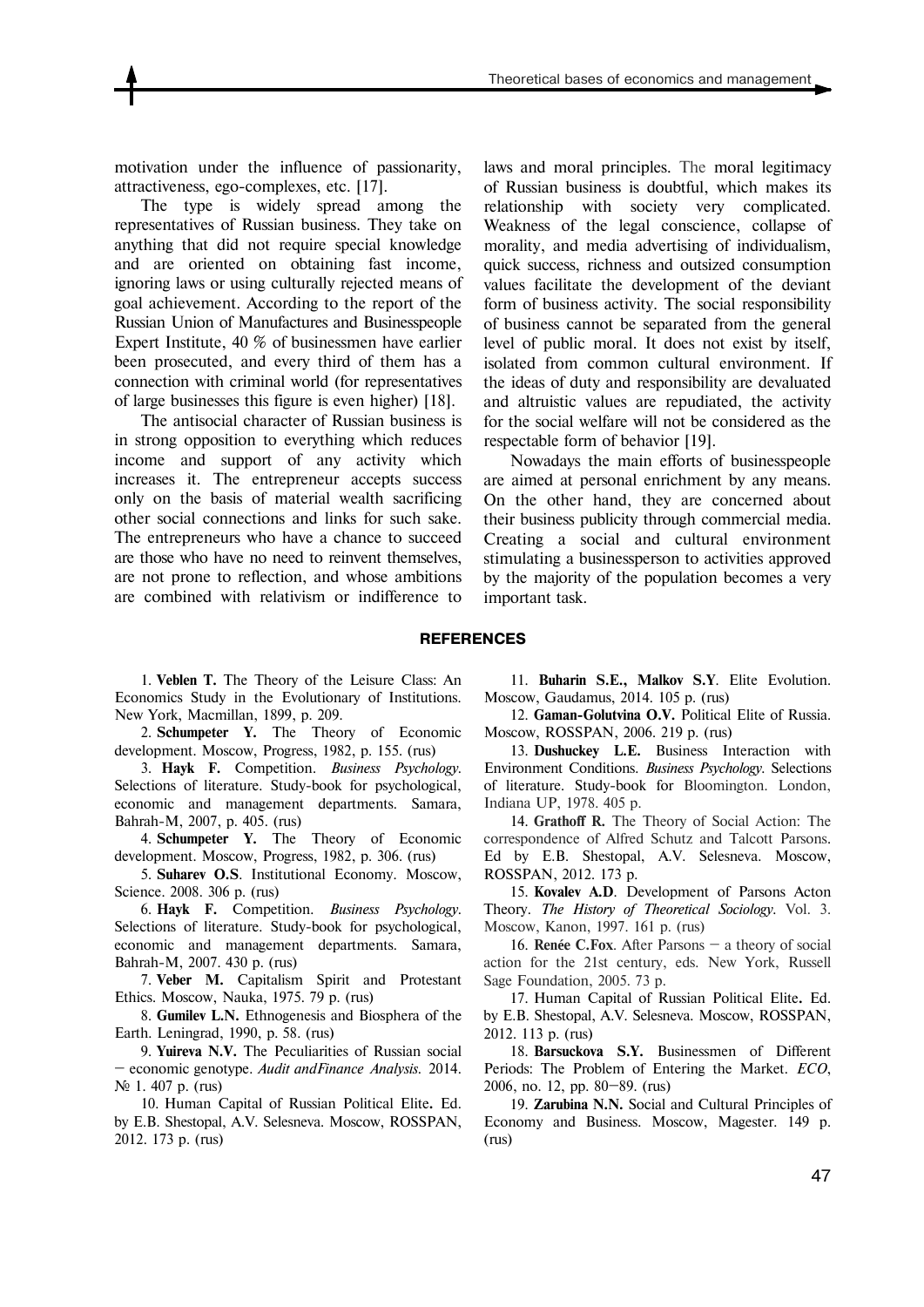motivation under the influence of passionarity, attractiveness, ego-complexes, etc. [17].

The type is widely spread among the representatives of Russian business. They take on anything that did not require special knowledge and are oriented on obtaining fast income, ignoring laws or using culturally rejected means of goal achievement. According to the report of the Russian Union of Manufactures and Businesspeople Expert Institute, 40 % of businessmen have earlier been prosecuted, and every third of them has a connection with criminal world (for representatives of large businesses this figure is even higher) [18].

The antisocial character of Russian business is in strong opposition to everything which reduces income and support of any activity which increases it. The entrepreneur accepts success only on the basis of material wealth sacrificing other social connections and links for such sake. The entrepreneurs who have a chance to succeed are those who have no need to reinvent themselves, are not prone to reflection, and whose ambitions are combined with relativism or indifference to laws and moral principles. The moral legitimacy of Russian business is doubtful, which makes its relationship with society very complicated. Weakness of the legal conscience, collapse of morality, and media advertising of individualism, quick success, richness and outsized consumption values facilitate the development of the deviant form of business activity. The social responsibility of business cannot be separated from the general level of public moral. It does not exist by itself, isolated from common cultural environment. If the ideas of duty and responsibility are devaluated and altruistic values are repudiated, the activity for the social welfare will not be considered as the respectable form of behavior [19].

Nowadays the main efforts of businesspeople are aimed at personal enrichment by any means. On the other hand, they are concerned about their business publicity through commercial media. Creating a social and cultural environment stimulating a businessperson to activities approved by the majority of the population becomes a very important task.

## REFERENCES

1. **Veblen T.** The Theory of the Leisure Class: An Economics Study in the Evolutionary of Institutions. New York, Macmillan, 1899, p. 209.

2. **Schumpeter Y.** The Theory of Economic development. Moscow, Progress, 1982, p. 155. (rus)

3. **Hayk F.** Competition. *Business Psychology*. Selections of literature. Study-book for psychological, economic and management departments. Samara, Bahrah-M, 2007, p. 405. (rus)

4. **Schumpeter Y.** The Theory of Economic development. Moscow, Progress, 1982, p. 306. (rus)

5. **Suharev O.S**. Institutional Economy. Moscow, Science. 2008. 306 p. (rus)

6. **Hayk F.** Competition. *Business Psychology*. Selections of literature. Study-book for psychological, economic and management departments. Samara, Bahrah-M, 2007. 430 p. (rus)

7. **Veber M.** Capitalism Spirit and Protestant Ethics. Moscow, Nauka, 1975. 79 p. (rus)

8. **Gumilev L.N.** Ethnogenesis and Biosphera of the Earth. Leningrad, 1990, p. 58. (rus)

9. **Yuireva N.V.** The Peculiarities of Russian social – economic genotype. *Audit andFinance Analysis.* 2014. № 1. 407 p. (rus)

10. Human Capital of Russian Political Elite**.** Ed. by E.B. Shestopal, A.V. Selesneva. Moscow, ROSSPAN, 2012. 173 p. (rus)

11. **Buharin S.E., Malkov S.Y**. Elite Evolution. Moscow, Gaudamus, 2014. 105 p. (rus)

12. **Gaman-Golutvina O.V.** Political Elite of Russia. Moscow, ROSSPAN, 2006. 219 p. (rus)

13. **Dushuckey L.E.** Business Interaction with Environment Conditions. *Business Psychology*. Selections of literature. Study-book for Bloomington. London, Indiana UP, 1978. 405 p.

14. **Grathoff R.** The Theory of Social Action: The correspondence of Alfred Schutz and Talcott Parsons. Ed by E.B. Shestopal, A.V. Selesneva. Moscow, ROSSPAN, 2012. 173 p.

15. **Kovalev A.D**. Development of Parsons Acton Theory. *The History of Theoretical Sociology*. Vol. 3. Moscow, Kanon, 1997. 161 p. (rus)

16. **Renée C.Fox**. After Parsons – a theory of social action for the 21st century, eds. New York, Russell Sage Foundation, 2005. 73 p.

17. Human Capital of Russian Political Elite**.** Ed. by E.B. Shestopal, A.V. Selesneva. Moscow, ROSSPAN, 2012. 113 p. (rus)

18. **Barsuckova S.Y.** Businessmen of Different Periods: The Problem of Entering the Market. *ECO*, 2006, no. 12, pp. 80–89. (rus)

19. **Zarubina N.N.** Social and Cultural Principles of Economy and Business. Moscow, Magester. 149 p. (rus)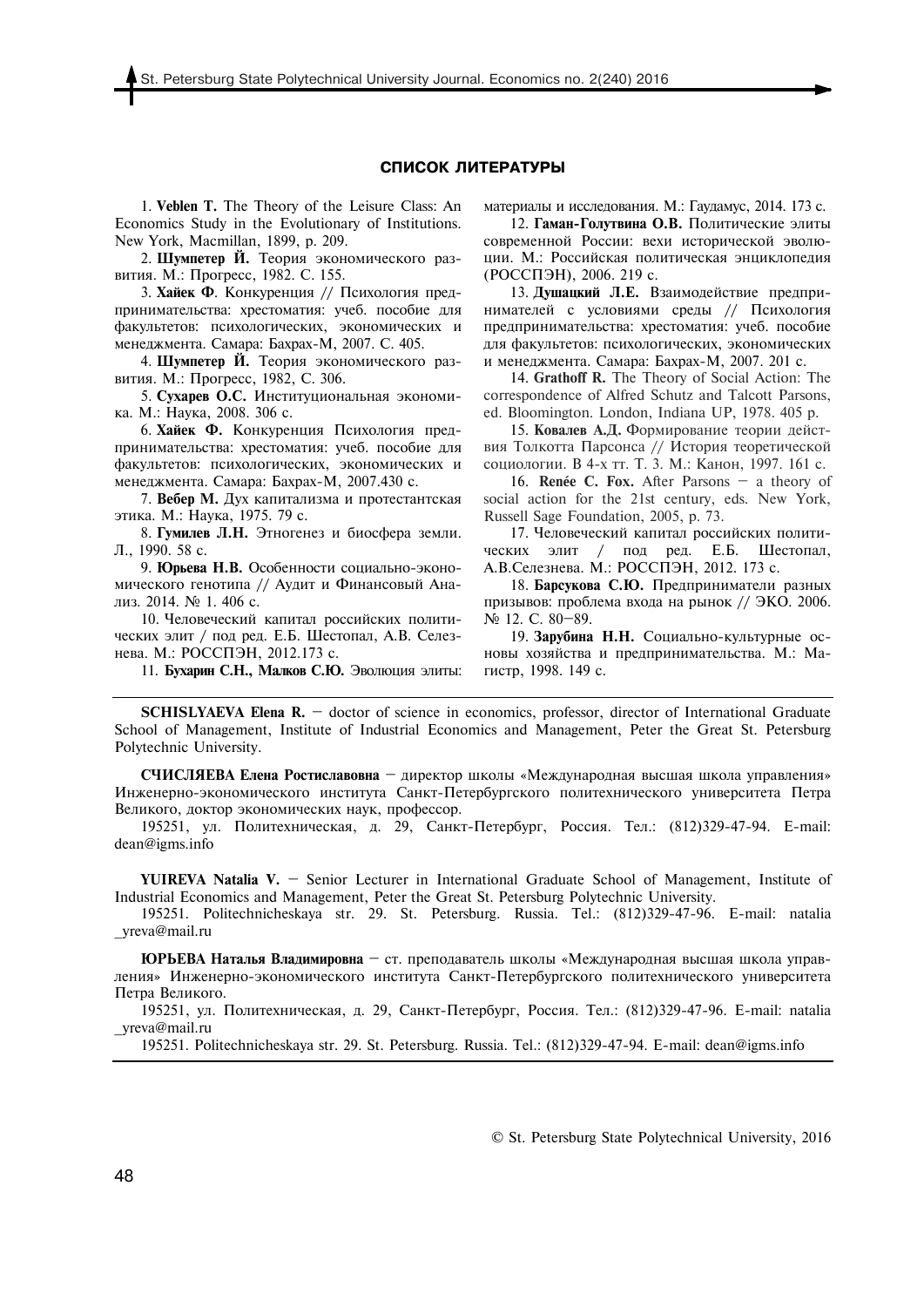## СПИСОК ЛИТЕРАТУРЫ

1. **Veblen T.** The Theory of the Leisure Class: An Economics Study in the Evolutionary of Institutions. New York, Macmillan, 1899, p. 209.

2. **Шумпетер Й.** Теория экономического развития. М.: Прогресс, 1982. С. 155.

3. **Хайек Ф**. Конкуренция // Психология предпринимательства: хрестоматия: учеб. пособие для факультетов: психологических, экономических и менеджмента. Самара: Бахрах-М, 2007. С. 405.

4. **Шумпетер Й.** Теория экономического развития. М.: Прогресс, 1982, С. 306.

5. **Сухарев О.С.** Институциональная экономика. М.: Наука, 2008. 306 с.

6. **Хайек Ф.** Конкуренция Психология предпринимательства: хрестоматия: учеб. пособие для факультетов: психологических, экономических и менеджмента. Самара: Бахрах-М, 2007.430 с.

7. **Вебер М.** Дух капитализма и протестантская этика. М.: Наука, 1975. 79 с.

8. **Гумилев Л.Н.** Этногенез и биосфера земли. Л., 1990. 58 с.

9. **Юрьева Н.В.** Особенности социально-экономического генотипа // Аудит и Финансовый Анализ. 2014. № 1. 406 с.

10. Человеческий капитал российских политических элит / под ред. Е.Б. Шестопал, А.В. Селезнева. М.: РОССПЭН, 2012.173 с.

11. **Бухарин С.Н., Малков С.Ю.** Эволюция элиты: материалы и исследования. М.: Гаудамус, 2014. 173 с.

12. **Гаман-Голутвина О.В.** Политические элиты современной России: вехи исторической эволюции. М.: Российская политическая энциклопедия (РОССПЭН), 2006. 219 с.

13. **Душацкий Л.Е.** Взаимодействие предпринимателей с условиями среды // Психология предпринимательства: хрестоматия: учеб. пособие для факультетов: психологических, экономических и менеджмента. Самара: Бахрах-М, 2007. 201 с.

14. **Grathoff R.** The Theory of Social Action: The correspondence of Alfred Schutz and Talcott Parsons, ed. Bloomington. London, Indiana UP, 1978. 405 p.

15. **Ковалев А.Д.** Формирование теории действия Толкотта Парсонса // История теоретической социологии. В 4-х тт. Т. 3. М.: Канон, 1997. 161 с.

16. **Renée C. Fox.** After Parsons – a theory of social action for the 21st century, eds. New York, Russell Sage Foundation, 2005, p. 73.

17. Человеческий капитал российских политических элит / под ред. Е.Б. Шестопал, А.В.Селезнева. М.: РОССПЭН, 2012. 173 с.

18. **Барсукова С.Ю.** Предприниматели разных призывов: проблема входа на рынок // ЭКО. 2006. № 12. С. 80–89.

19. **Зарубина Н.Н.** Социально-культурные основы хозяйства и предпринимательства. М.: Магистр, 1998. 149 с.

---

**SCHISLYAEVA Elena R.** – doctor of science in economics, professor, director of International Graduate School of Management, Institute of Industrial Economics and Management, Peter the Great St. Petersburg Polytechnic University.

**СЧИСЛЯЕВА Елена Ростиславовна** – директор школы «Международная высшая школа управления» Инженерно-экономического института Санкт-Петербургского политехнического университета Петра Великого, доктор экономических наук, профессор.

195251, ул. Политехническая, д. 29, Санкт-Петербург, Россия. Тел.: (812)329-47-94. E-mail: dean@igms.info

**YUIREVA Natalia V.** – Senior Lecturer in International Graduate School of Management, Institute of Industrial Economics and Management, Peter the Great St. Petersburg Polytechnic University.

195251. Politechnicheskaya str. 29. St. Petersburg. Russia. Tel.: (812)329-47-96. E-mail: natalia_yreva@mail.ru

**ЮРЬЕВА Наталья Владимировна** – ст. преподаватель школы «Международная высшая школа управления» Инженерно-экономического института Санкт-Петербургского политехнического университета Петра Великого.

195251, ул. Политехническая, д. 29, Санкт-Петербург, Россия. Тел.: (812)329-47-96. E-mail: natalia_yreva@mail.ru

195251. Politechnicheskaya str. 29. St. Petersburg. Russia. Tel.: (812)329-47-94. E-mail: dean@igms.info

© St. Petersburg State Polytechnical University, 2016